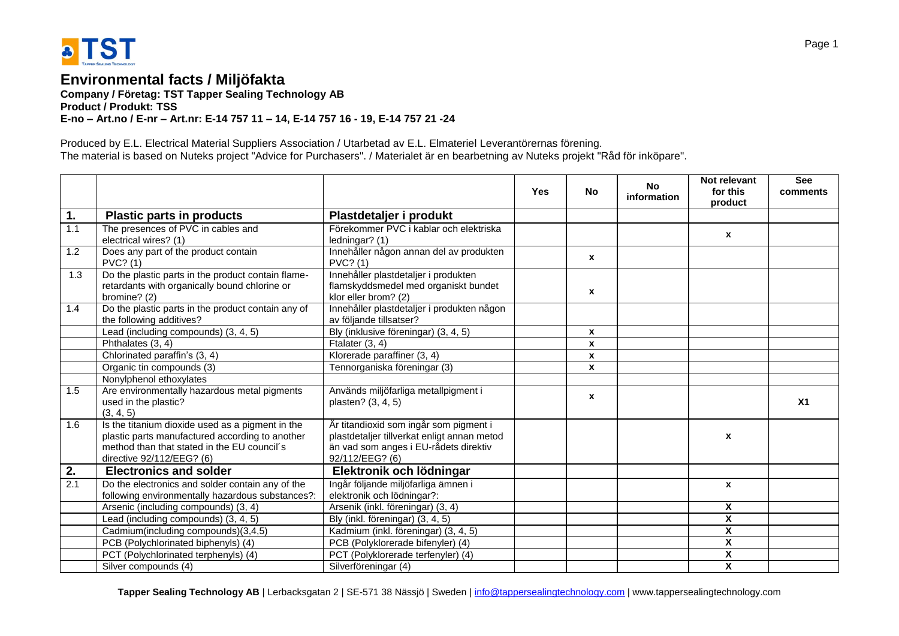# Environmental facts / Miljöfakta

**Company / Företag: TST Tapper Sealing Technology AB**
**Product / Produkt: TSS**
**E-no – Art.no / E-nr – Art.nr: E-14 757 11 – 14, E-14 757 16 - 19, E-14 757 21 -24**

Produced by E.L. Electrical Material Suppliers Association / Utarbetad av E.L. Elmateriel Leverantörernas förening.
The material is based on Nuteks project "Advice for Purchasers". / Materialet är en bearbetning av Nuteks projekt "Råd för inköpare".

| | | | Yes | No | No information | Not relevant for this product | See comments |
|---|---|---|---|---|---|---|---|
| **1.** | **Plastic parts in products** | **Plastdetaljer i produkt** | | | | | |
| 1.1 | The presences of PVC in cables and electrical wires? (1) | Förekommer PVC i kablar och elektriska ledningar? (1) | | | | x | |
| 1.2 | Does any part of the product contain PVC? (1) | Innehåller någon annan del av produkten PVC? (1) | | x | | | |
| 1.3 | Do the plastic parts in the product contain flame-retardants with organically bound chlorine or bromine? (2) | Innehåller plastdetaljer i produkten flamskyddsmedel med organiskt bundet klor eller brom? (2) | | x | | | |
| 1.4 | Do the plastic parts in the product contain any of the following additives? | Innehåller plastdetaljer i produkten någon av följande tillsatser? | | | | | |
| | Lead (including compounds) (3, 4, 5) | Bly (inklusive föreningar) (3, 4, 5) | | x | | | |
| | Phthalates (3, 4) | Ftalater (3, 4) | | x | | | |
| | Chlorinated paraffin's (3, 4) | Klorerade paraffiner (3, 4) | | x | | | |
| | Organic tin compounds (3) | Tennorganiska föreningar (3) | | x | | | |
| | Nonylphenol ethoxylates | | | | | | |
| 1.5 | Are environmentally hazardous metal pigments used in the plastic? (3, 4, 5) | Används miljöfarliga metallpigment i plasten? (3, 4, 5) | | x | | | X1 |
| 1.6 | Is the titanium dioxide used as a pigment in the plastic parts manufactured according to another method than that stated in the EU council´s directive 92/112/EEG? (6) | Är titandioxid som ingår som pigment i plastdetaljer tillverkat enligt annan metod än vad som anges i EU-rådets direktiv 92/112/EEG? (6) | | | | x | |
| **2.** | **Electronics and solder** | **Elektronik och lödningar** | | | | | |
| 2.1 | Do the electronics and solder contain any of the following environmentally hazardous substances?: | Ingår följande miljöfarliga ämnen i elektronik och lödningar?: | | | | x | |
| | Arsenic (including compounds) (3, 4) | Arsenik (inkl. föreningar) (3, 4) | | | | X | |
| | Lead (including compounds) (3, 4, 5) | Bly (inkl. föreningar) (3, 4, 5) | | | | X | |
| | Cadmium(including compounds)(3,4,5) | Kadmium (inkl. föreningar) (3, 4, 5) | | | | X | |
| | PCB (Polychlorinated biphenyls) (4) | PCB (Polyklorerade bifenyler) (4) | | | | X | |
| | PCT (Polychlorinated terphenyls) (4) | PCT (Polyklorerade terfenyler) (4) | | | | X | |
| | Silver compounds (4) | Silverföreningar (4) | | | | X | |

**Tapper Sealing Technology AB** | Lerbacksgatan 2 | SE-571 38 Nässjö | Sweden | info@tappersealingtechnology.com | www.tappersealingtechnology.com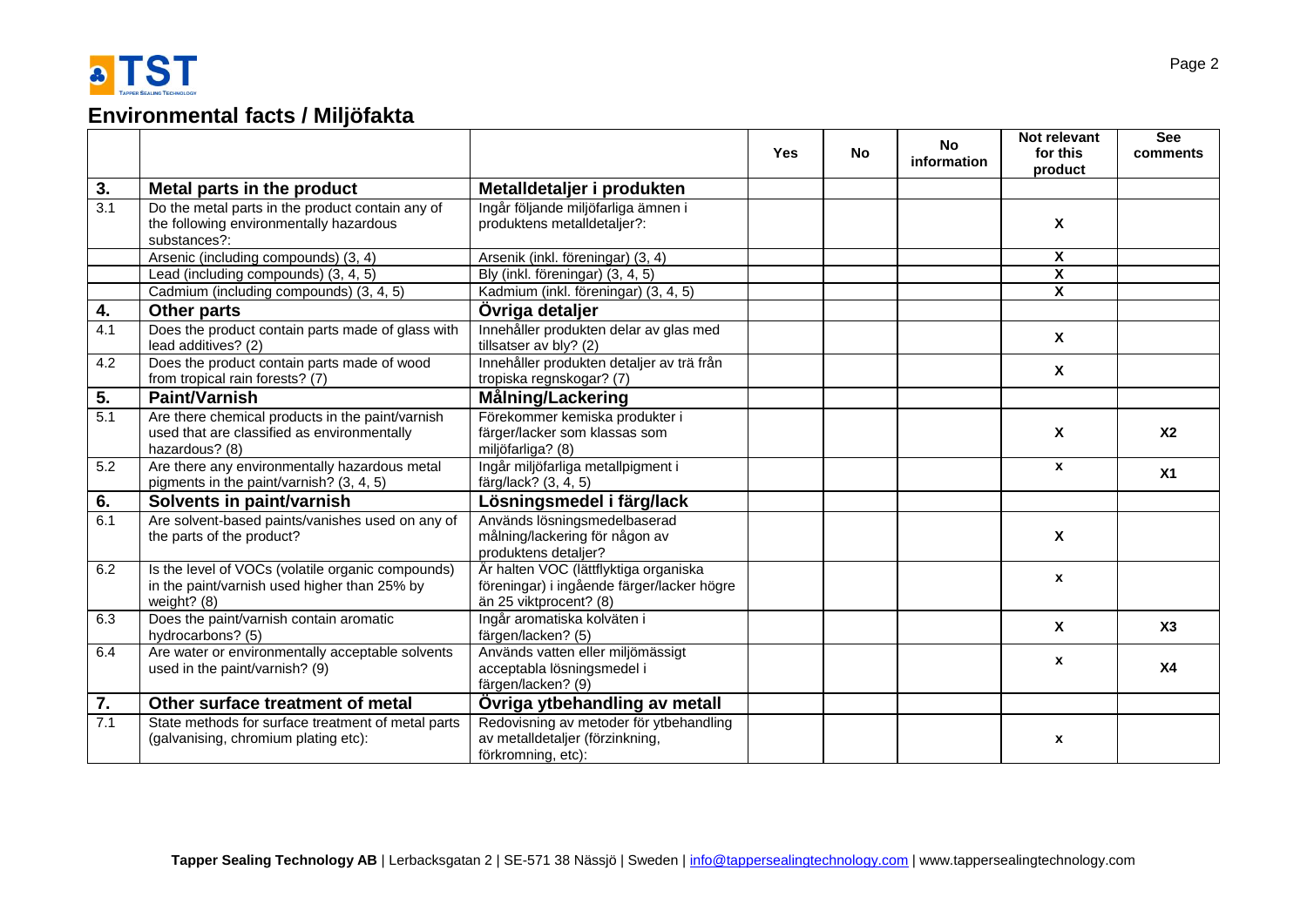## Environmental facts / Miljöfakta

| | | | Yes | No | No information | Not relevant for this product | See comments |
|---|---|---|---|---|---|---|---|
| **3.** | **Metal parts in the product** | **Metalldetaljer i produkten** | | | | | |
| 3.1 | Do the metal parts in the product contain any of the following environmentally hazardous substances?: | Ingår följande miljöfarliga ämnen i produktens metalldetaljer?: | | | | **X** | |
| | Arsenic (including compounds) (3, 4) | Arsenik (inkl. föreningar) (3, 4) | | | | **X** | |
| | Lead (including compounds) (3, 4, 5) | Bly (inkl. föreningar) (3, 4, 5) | | | | **X** | |
| | Cadmium (including compounds) (3, 4, 5) | Kadmium (inkl. föreningar) (3, 4, 5) | | | | **X** | |
| **4.** | **Other parts** | **Övriga detaljer** | | | | | |
| 4.1 | Does the product contain parts made of glass with lead additives? (2) | Innehåller produkten delar av glas med tillsatser av bly? (2) | | | | **X** | |
| 4.2 | Does the product contain parts made of wood from tropical rain forests? (7) | Innehåller produkten detaljer av trä från tropiska regnskogar? (7) | | | | **X** | |
| **5.** | **Paint/Varnish** | **Målning/Lackering** | | | | | |
| 5.1 | Are there chemical products in the paint/varnish used that are classified as environmentally hazardous? (8) | Förekommer kemiska produkter i färger/lacker som klassas som miljöfarliga? (8) | | | | **X** | **X2** |
| 5.2 | Are there any environmentally hazardous metal pigments in the paint/varnish? (3, 4, 5) | Ingår miljöfarliga metallpigment i färg/lack? (3, 4, 5) | | | | **x** | **X1** |
| **6.** | **Solvents in paint/varnish** | **Lösningsmedel i färg/lack** | | | | | |
| 6.1 | Are solvent-based paints/vanishes used on any of the parts of the product? | Används lösningsmedelbaserad målning/lackering för någon av produktens detaljer? | | | | **X** | |
| 6.2 | Is the level of VOCs (volatile organic compounds) in the paint/varnish used higher than 25% by weight? (8) | Är halten VOC (lättflyktiga organiska föreningar) i ingående färger/lacker högre än 25 viktprocent? (8) | | | | **x** | |
| 6.3 | Does the paint/varnish contain aromatic hydrocarbons? (5) | Ingår aromatiska kolväten i färgen/lacken? (5) | | | | **X** | **X3** |
| 6.4 | Are water or environmentally acceptable solvents used in the paint/varnish? (9) | Används vatten eller miljömässigt acceptabla lösningsmedel i färgen/lacken? (9) | | | | **x** | **X4** |
| **7.** | **Other surface treatment of metal** | **Övriga ytbehandling av metall** | | | | | |
| 7.1 | State methods for surface treatment of metal parts (galvanising, chromium plating etc): | Redovisning av metoder för ytbehandling av metalldetaljer (förzinkning, förkromning, etc): | | | | **x** | |

**Tapper Sealing Technology AB** | Lerbacksgatan 2 | SE-571 38 Nässjö | Sweden | info@tappersealingtechnology.com | www.tappersealingtechnology.com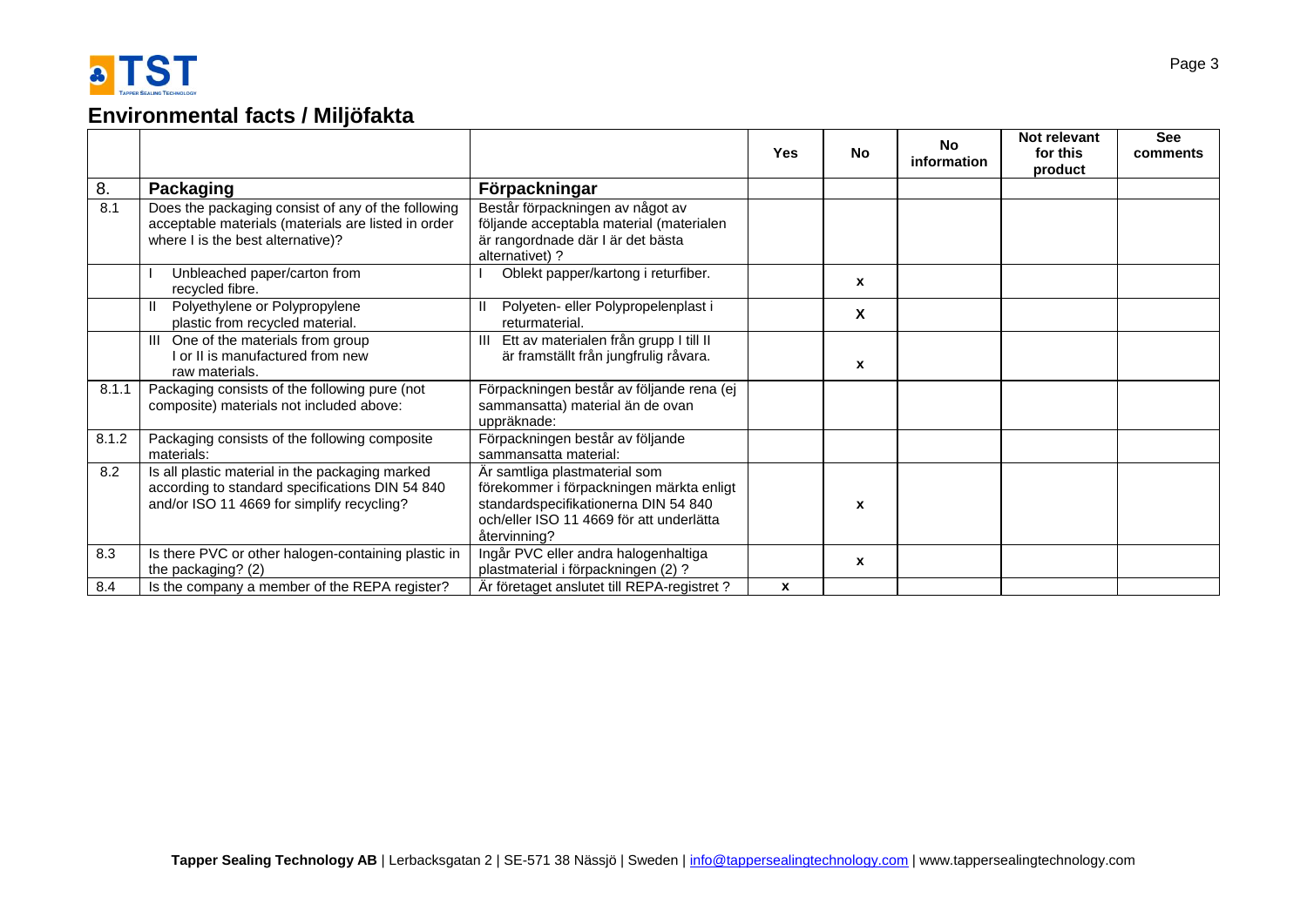## Environmental facts / Miljöfakta

| | | | Yes | No | No information | Not relevant for this product | See comments |
|---|---|---|---|---|---|---|---|
| 8. | **Packaging** | **Förpackningar** | | | | | |
| 8.1 | Does the packaging consist of any of the following acceptable materials (materials are listed in order where I is the best alternative)? | Består förpackningen av något av följande acceptabla material (materialen är rangordnade där I är det bästa alternativet) ? | | | | | |
| | I Unbleached paper/carton from recycled fibre. | I Oblekt papper/kartong i returfiber. | | x | | | |
| | II Polyethylene or Polypropylene plastic from recycled material. | II Polyeten- eller Polypropelenplast i returmaterial. | | X | | | |
| | III One of the materials from group I or II is manufactured from new raw materials. | III Ett av materialen från grupp I till II är framställt från jungfrulig råvara. | | x | | | |
| 8.1.1 | Packaging consists of the following pure (not composite) materials not included above: | Förpackningen består av följande rena (ej sammansatta) material än de ovan uppräknade: | | | | | |
| 8.1.2 | Packaging consists of the following composite materials: | Förpackningen består av följande sammansatta material: | | | | | |
| 8.2 | Is all plastic material in the packaging marked according to standard specifications DIN 54 840 and/or ISO 11 4669 for simplify recycling? | Är samtliga plastmaterial som förekommer i förpackningen märkta enligt standardspecifikationerna DIN 54 840 och/eller ISO 11 4669 för att underlätta återvinning? | | x | | | |
| 8.3 | Is there PVC or other halogen-containing plastic in the packaging? (2) | Ingår PVC eller andra halogenhaltiga plastmaterial i förpackningen (2) ? | | x | | | |
| 8.4 | Is the company a member of the REPA register? | Är företaget anslutet till REPA-registret ? | x | | | | |

**Tapper Sealing Technology AB** | Lerbacksgatan 2 | SE-571 38 Nässjö | Sweden | info@tappersealingtechnology.com | www.tappersealingtechnology.com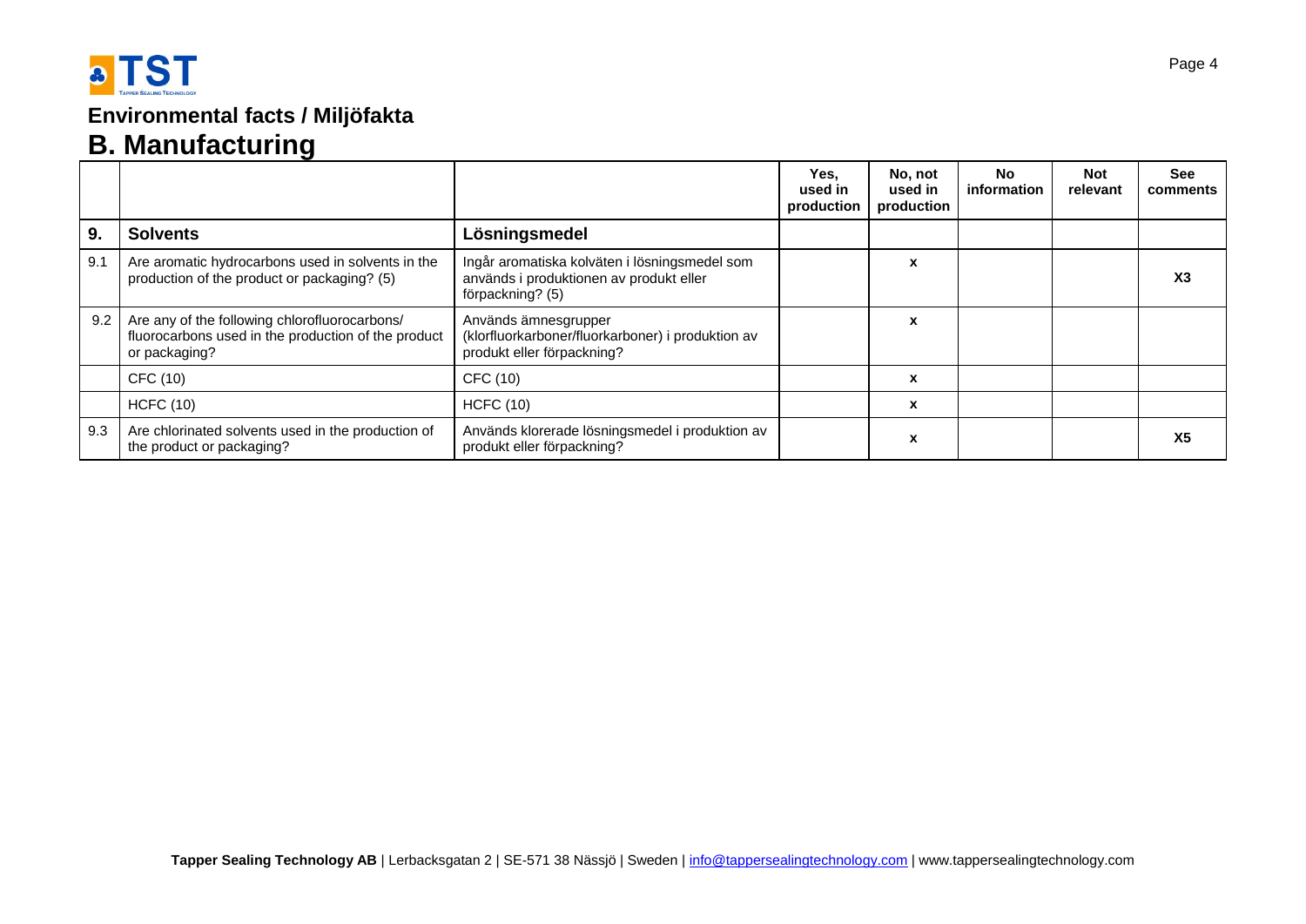## Environmental facts / Miljöfakta

# B. Manufacturing

| | | | Yes, used in production | No, not used in production | No information | Not relevant | See comments |
|---|---|---|---|---|---|---|---|
| **9.** | **Solvents** | **Lösningsmedel** | | | | | |
| 9.1 | Are aromatic hydrocarbons used in solvents in the production of the product or packaging? (5) | Ingår aromatiska kolväten i lösningsmedel som används i produktionen av produkt eller förpackning? (5) | | x | | | **X3** |
| 9.2 | Are any of the following chlorofluorocarbons/ fluorocarbons used in the production of the product or packaging? | Används ämnesgrupper (klorfluorkarboner/fluorkarboner) i produktion av produkt eller förpackning? | | x | | | |
| | CFC (10) | CFC (10) | | x | | | |
| | HCFC (10) | HCFC (10) | | x | | | |
| 9.3 | Are chlorinated solvents used in the production of the product or packaging? | Används klorerade lösningsmedel i produktion av produkt eller förpackning? | | x | | | **X5** |

**Tapper Sealing Technology AB** | Lerbacksgatan 2 | SE-571 38 Nässjö | Sweden | info@tappersealingtechnology.com | www.tappersealingtechnology.com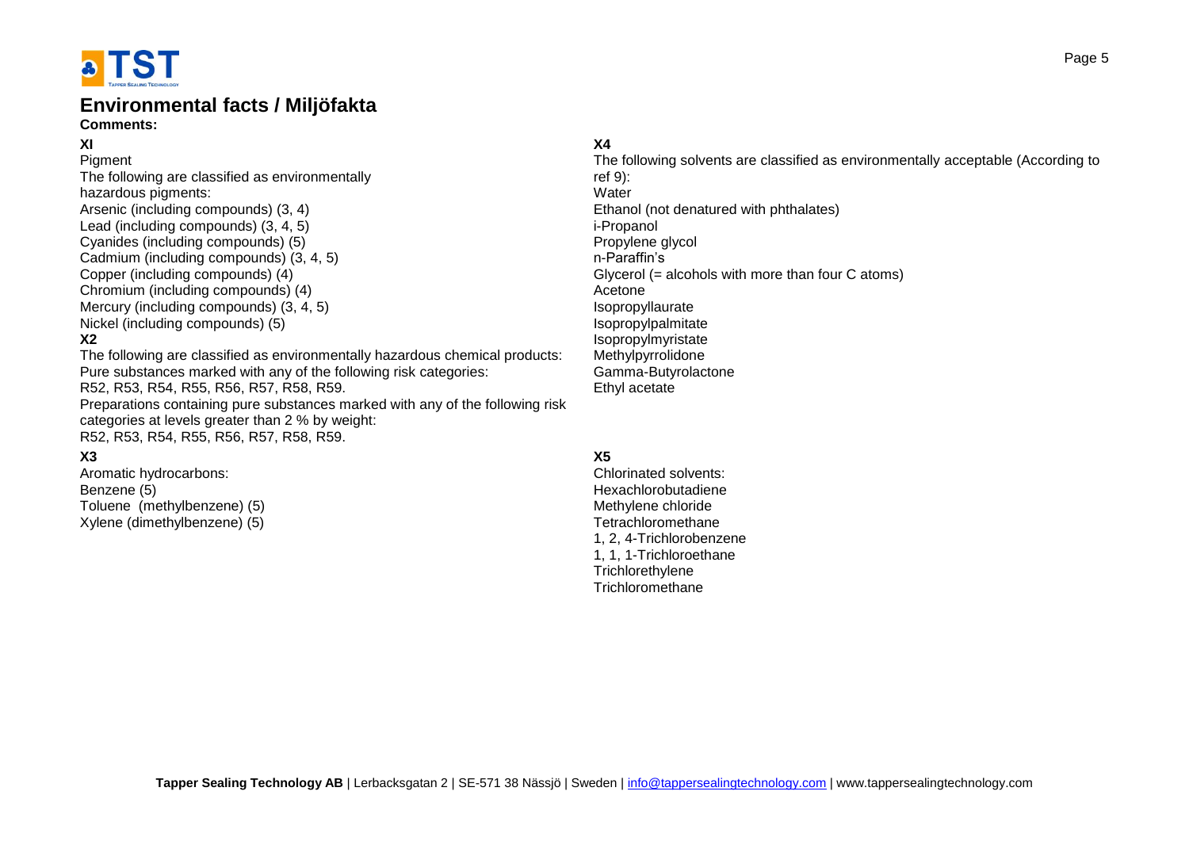## Environmental facts / Miljöfakta

**Comments:**

**XI**

Pigment

The following are classified as environmentally hazardous pigments:

Arsenic (including compounds) (3, 4)
Lead (including compounds) (3, 4, 5)
Cyanides (including compounds) (5)
Cadmium (including compounds) (3, 4, 5)
Copper (including compounds) (4)
Chromium (including compounds) (4)
Mercury (including compounds) (3, 4, 5)
Nickel (including compounds) (5)

**X2**

The following are classified as environmentally hazardous chemical products:
Pure substances marked with any of the following risk categories:
R52, R53, R54, R55, R56, R57, R58, R59.
Preparations containing pure substances marked with any of the following risk categories at levels greater than 2 % by weight:
R52, R53, R54, R55, R56, R57, R58, R59.

**X3**

Aromatic hydrocarbons:
Benzene (5)
Toluene (methylbenzene) (5)
Xylene (dimethylbenzene) (5)

**X4**

The following solvents are classified as environmentally acceptable (According to ref 9):
Water
Ethanol (not denatured with phthalates)
i-Propanol
Propylene glycol
n-Paraffin's
Glycerol (= alcohols with more than four C atoms)
Acetone
Isopropyllaurate
Isopropylpalmitate
Isopropylmyristate
Methylpyrrolidone
Gamma-Butyrolactone
Ethyl acetate

**X5**

Chlorinated solvents:
Hexachlorobutadiene
Methylene chloride
Tetrachloromethane
1, 2, 4-Trichlorobenzene
1, 1, 1-Trichloroethane
Trichlorethylene
Trichloromethane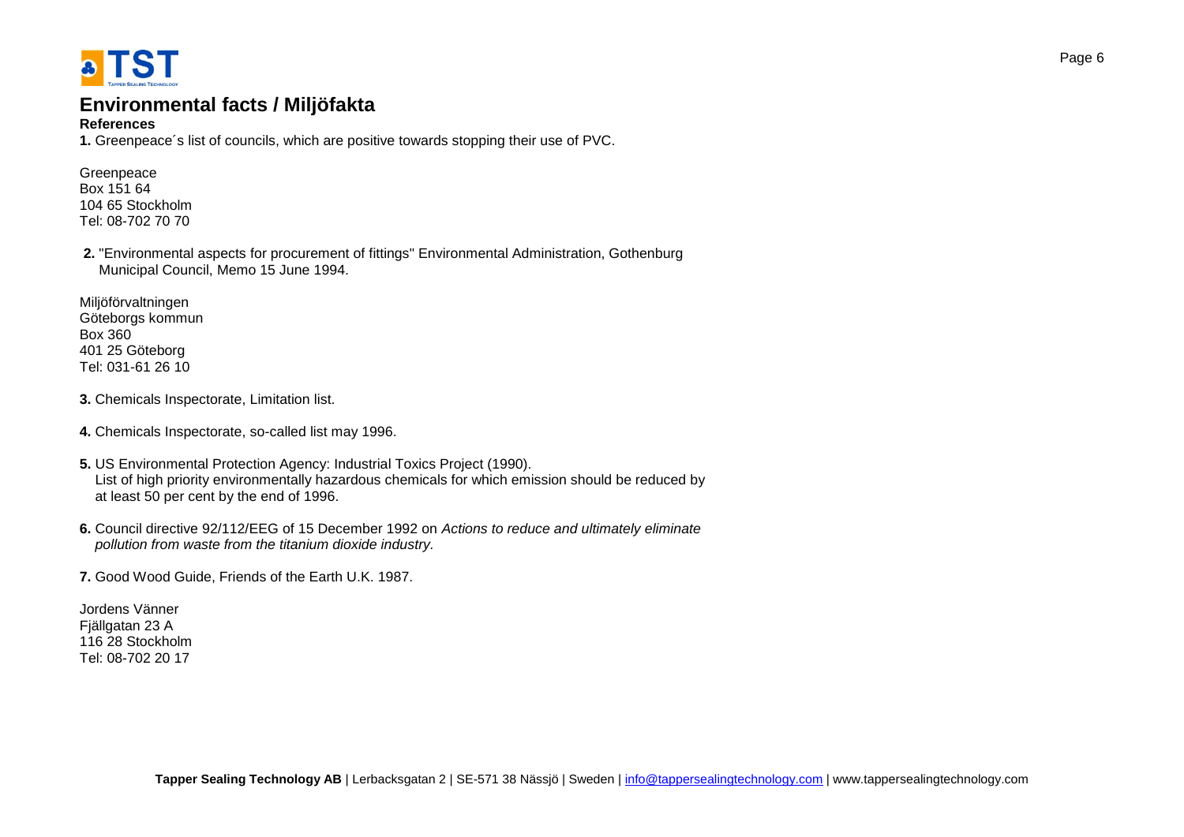## Environmental facts / Miljöfakta

**References**

**1.** Greenpeace´s list of councils, which are positive towards stopping their use of PVC.

Greenpeace
Box 151 64
104 65 Stockholm
Tel: 08-702 70 70

**2.** "Environmental aspects for procurement of fittings" Environmental Administration, Gothenburg Municipal Council, Memo 15 June 1994.

Miljöförvaltningen
Göteborgs kommun
Box 360
401 25 Göteborg
Tel: 031-61 26 10

**3.** Chemicals Inspectorate, Limitation list.

**4.** Chemicals Inspectorate, so-called list may 1996.

**5.** US Environmental Protection Agency: Industrial Toxics Project (1990). List of high priority environmentally hazardous chemicals for which emission should be reduced by at least 50 per cent by the end of 1996.

**6.** Council directive 92/112/EEG of 15 December 1992 on *Actions to reduce and ultimately eliminate pollution from waste from the titanium dioxide industry.*

**7.** Good Wood Guide, Friends of the Earth U.K. 1987.

Jordens Vänner
Fjällgatan 23 A
116 28 Stockholm
Tel: 08-702 20 17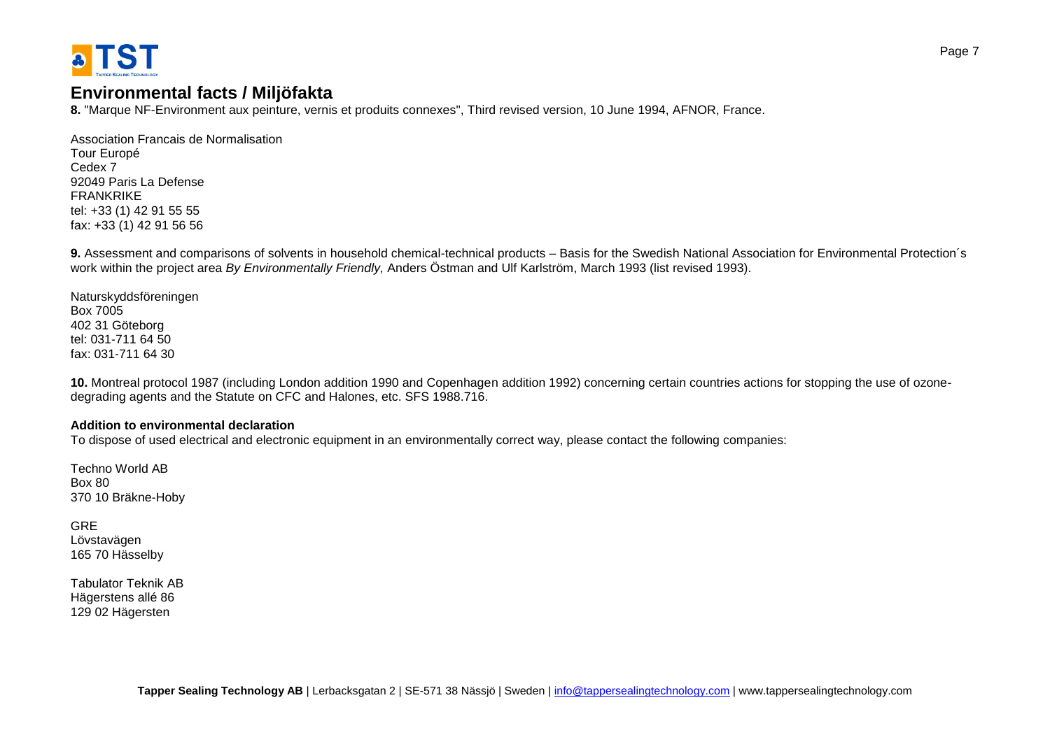## Environmental facts / Miljöfakta

**8.** "Marque NF-Environment aux peinture, vernis et produits connexes", Third revised version, 10 June 1994, AFNOR, France.

Association Francais de Normalisation
Tour Europé
Cedex 7
92049 Paris La Defense
FRANKRIKE
tel: +33 (1) 42 91 55 55
fax: +33 (1) 42 91 56 56

**9.** Assessment and comparisons of solvents in household chemical-technical products – Basis for the Swedish National Association for Environmental Protection´s work within the project area *By Environmentally Friendly,* Anders Östman and Ulf Karlström, March 1993 (list revised 1993).

Naturskyddsföreningen
Box 7005
402 31 Göteborg
tel: 031-711 64 50
fax: 031-711 64 30

**10.** Montreal protocol 1987 (including London addition 1990 and Copenhagen addition 1992) concerning certain countries actions for stopping the use of ozone-degrading agents and the Statute on CFC and Halones, etc. SFS 1988.716.

**Addition to environmental declaration**

To dispose of used electrical and electronic equipment in an environmentally correct way, please contact the following companies:

Techno World AB
Box 80
370 10 Bräkne-Hoby

GRE
Lövstavägen
165 70 Hässelby

Tabulator Teknik AB
Hägerstens allé 86
129 02 Hägersten